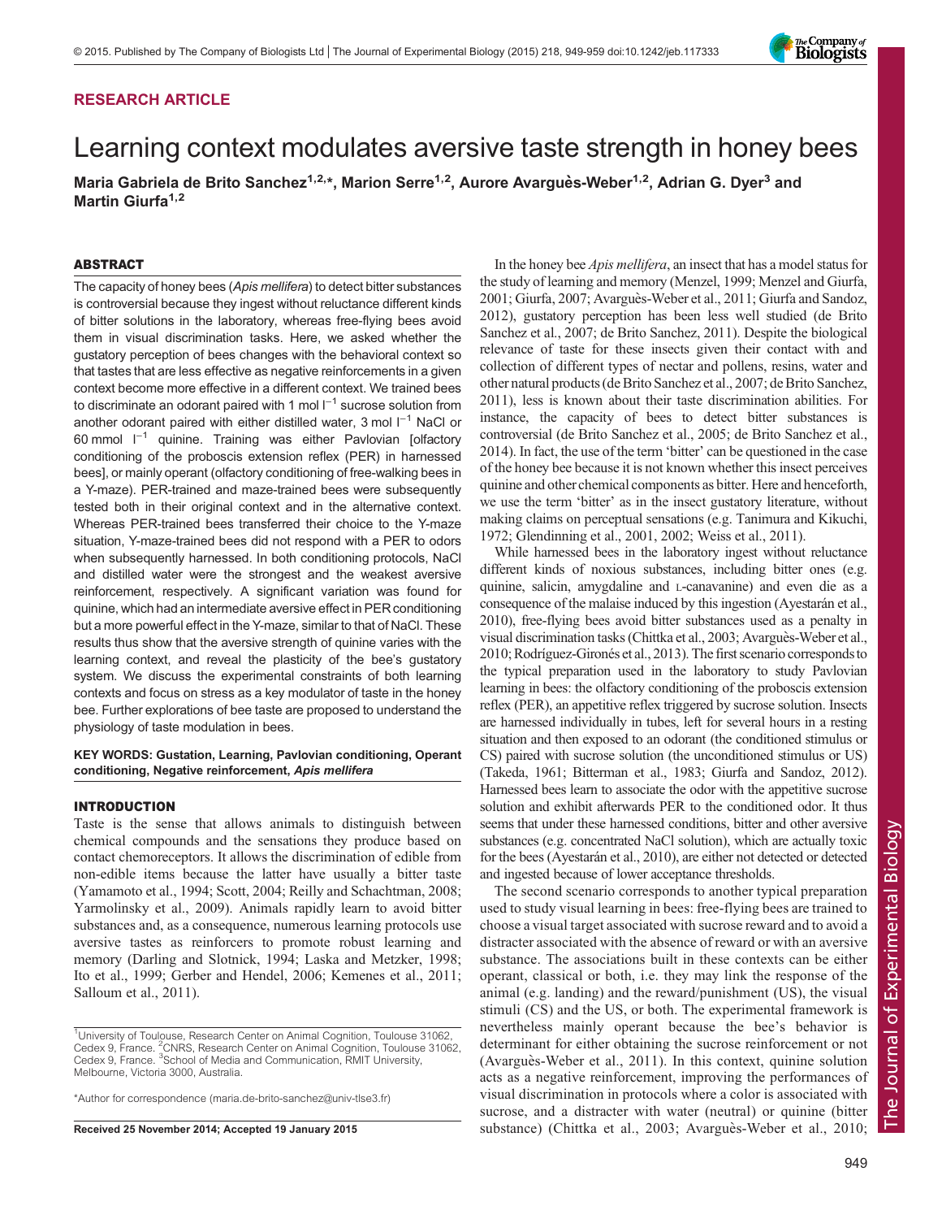## RESEARCH ARTICLE

# Learning context modulates aversive taste strength in honey bees

**Maria Gabriela de Brito Sanchez[1,2,*], Marion Serre[1,2], Aurore Avarguès-Weber[1,2], Adrian G. Dyer[3] and Martin Giurfa[1,2]**

### ABSTRACT

The capacity of honey bees (*Apis mellifera*) to detect bitter substances is controversial because they ingest without reluctance different kinds of bitter solutions in the laboratory, whereas free-flying bees avoid them in visual discrimination tasks. Here, we asked whether the gustatory perception of bees changes with the behavioral context so that tastes that are less effective as negative reinforcements in a given context become more effective in a different context. We trained bees to discriminate an odorant paired with 1 mol $l^{-1}$ sucrose solution from another odorant paired with either distilled water, 3 mol $l^{-1}$ NaCl or 60 mmol $l^{-1}$ quinine. Training was either Pavlovian [olfactory conditioning of the proboscis extension reflex (PER) in harnessed bees], or mainly operant (olfactory conditioning of free-walking bees in a Y-maze). PER-trained and maze-trained bees were subsequently tested both in their original context and in the alternative context. Whereas PER-trained bees transferred their choice to the Y-maze situation, Y-maze-trained bees did not respond with a PER to odors when subsequently harnessed. In both conditioning protocols, NaCl and distilled water were the strongest and the weakest aversive reinforcement, respectively. A significant variation was found for quinine, which had an intermediate aversive effect in PER conditioning but a more powerful effect in the Y-maze, similar to that of NaCl. These results thus show that the aversive strength of quinine varies with the learning context, and reveal the plasticity of the bee's gustatory system. We discuss the experimental constraints of both learning contexts and focus on stress as a key modulator of taste in the honey bee. Further explorations of bee taste are proposed to understand the physiology of taste modulation in bees.

**KEY WORDS: Gustation, Learning, Pavlovian conditioning, Operant conditioning, Negative reinforcement, *Apis mellifera***

### INTRODUCTION

Taste is the sense that allows animals to distinguish between chemical compounds and the sensations they produce based on contact chemoreceptors. It allows the discrimination of edible from non-edible items because the latter have usually a bitter taste (Yamamoto et al., 1994; Scott, 2004; Reilly and Schachtman, 2008; Yarmolinsky et al., 2009). Animals rapidly learn to avoid bitter substances and, as a consequence, numerous learning protocols use aversive tastes as reinforcers to promote robust learning and memory (Darling and Slotnick, 1994; Laska and Metzker, 1998; Ito et al., 1999; Gerber and Hendel, 2006; Kemenes et al., 2011; Salloum et al., 2011).

In the honey bee *Apis mellifera*, an insect that has a model status for the study of learning and memory (Menzel, 1999; Menzel and Giurfa, 2001; Giurfa, 2007; Avarguès-Weber et al., 2011; Giurfa and Sandoz, 2012), gustatory perception has been less well studied (de Brito Sanchez et al., 2007; de Brito Sanchez, 2011). Despite the biological relevance of taste for these insects given their contact with and collection of different types of nectar and pollens, resins, water and other natural products (de Brito Sanchez et al., 2007; de Brito Sanchez, 2011), less is known about their taste discrimination abilities. For instance, the capacity of bees to detect bitter substances is controversial (de Brito Sanchez et al., 2005; de Brito Sanchez et al., 2014). In fact, the use of the term 'bitter' can be questioned in the case of the honey bee because it is not known whether this insect perceives quinine and other chemical components as bitter. Here and henceforth, we use the term 'bitter' as in the insect gustatory literature, without making claims on perceptual sensations (e.g. Tanimura and Kikuchi, 1972; Glendinning et al., 2001, 2002; Weiss et al., 2011).

While harnessed bees in the laboratory ingest without reluctance different kinds of noxious substances, including bitter ones (e.g. quinine, salicin, amygdaline and L-canavanine) and even die as a consequence of the malaise induced by this ingestion (Ayestarán et al., 2010), free-flying bees avoid bitter substances used as a penalty in visual discrimination tasks (Chittka et al., 2003; Avarguès-Weber et al., 2010; Rodríguez-Gironés et al., 2013). The first scenario corresponds to the typical preparation used in the laboratory to study Pavlovian learning in bees: the olfactory conditioning of the proboscis extension reflex (PER), an appetitive reflex triggered by sucrose solution. Insects are harnessed individually in tubes, left for several hours in a resting situation and then exposed to an odorant (the conditioned stimulus or CS) paired with sucrose solution (the unconditioned stimulus or US) (Takeda, 1961; Bitterman et al., 1983; Giurfa and Sandoz, 2012). Harnessed bees learn to associate the odor with the appetitive sucrose solution and exhibit afterwards PER to the conditioned odor. It thus seems that under these harnessed conditions, bitter and other aversive substances (e.g. concentrated NaCl solution), which are actually toxic for the bees (Ayestarán et al., 2010), are either not detected or detected and ingested because of lower acceptance thresholds.

The second scenario corresponds to another typical preparation used to study visual learning in bees: free-flying bees are trained to choose a visual target associated with sucrose reward and to avoid a distracter associated with the absence of reward or with an aversive substance. The associations built in these contexts can be either operant, classical or both, i.e. they may link the response of the animal (e.g. landing) and the reward/punishment (US), the visual stimuli (CS) and the US, or both. The experimental framework is nevertheless mainly operant because the bee's behavior is determinant for either obtaining the sucrose reinforcement or not (Avarguès-Weber et al., 2011). In this context, quinine solution acts as a negative reinforcement, improving the performances of visual discrimination in protocols where a color is associated with sucrose, and a distracter with water (neutral) or quinine (bitter substance) (Chittka et al., 2003; Avarguès-Weber et al., 2010;

[1]University of Toulouse, Research Center on Animal Cognition, Toulouse 31062, Cedex 9, France. [2]CNRS, Research Center on Animal Cognition, Toulouse 31062, Cedex 9, France. [3]School of Media and Communication, RMIT University, Melbourne, Victoria 3000, Australia.

*Author for correspondence (maria.de-brito-sanchez@univ-tlse3.fr)

**Received 25 November 2014; Accepted 19 January 2015**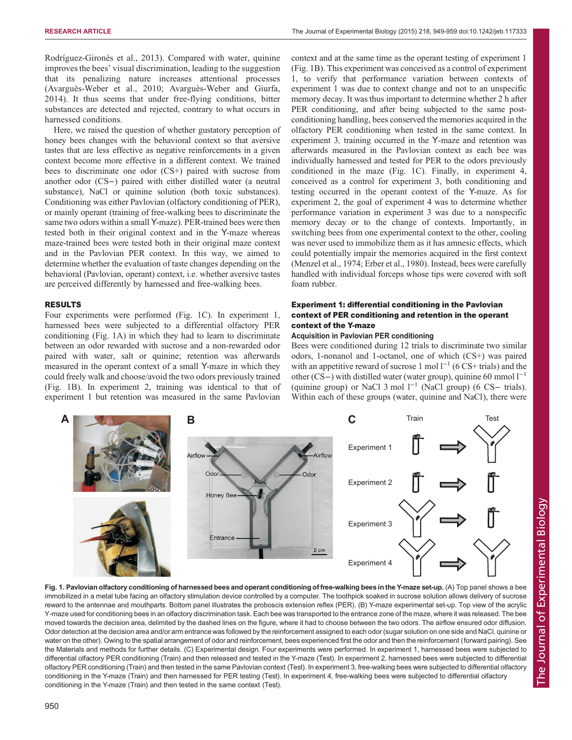Rodríguez-Gironés et al., 2013). Compared with water, quinine improves the bees' visual discrimination, leading to the suggestion that its penalizing nature increases attentional processes (Avarguès-Weber et al., 2010; Avarguès-Weber and Giurfa, 2014). It thus seems that under free-flying conditions, bitter substances are detected and rejected, contrary to what occurs in harnessed conditions.

Here, we raised the question of whether gustatory perception of honey bees changes with the behavioral context so that aversive tastes that are less effective as negative reinforcements in a given context become more effective in a different context. We trained bees to discriminate one odor (CS+) paired with sucrose from another odor (CS−) paired with either distilled water (a neutral substance), NaCl or quinine solution (both toxic substances). Conditioning was either Pavlovian (olfactory conditioning of PER), or mainly operant (training of free-walking bees to discriminate the same two odors within a small Y-maze). PER-trained bees were then tested both in their original context and in the Y-maze whereas maze-trained bees were tested both in their original maze context and in the Pavlovian PER context. In this way, we aimed to determine whether the evaluation of taste changes depending on the behavioral (Pavlovian, operant) context, i.e. whether aversive tastes are perceived differently by harnessed and free-walking bees.

## RESULTS

Four experiments were performed (Fig. 1C). In experiment 1, harnessed bees were subjected to a differential olfactory PER conditioning (Fig. 1A) in which they had to learn to discriminate between an odor rewarded with sucrose and a non-rewarded odor paired with water, salt or quinine; retention was afterwards measured in the operant context of a small Y-maze in which they could freely walk and choose/avoid the two odors previously trained (Fig. 1B). In experiment 2, training was identical to that of experiment 1 but retention was measured in the same Pavlovian context and at the same time as the operant testing of experiment 1 (Fig. 1B). This experiment was conceived as a control of experiment 1, to verify that performance variation between contexts of experiment 1 was due to context change and not to an unspecific memory decay. It was thus important to determine whether 2 h after PER conditioning, and after being subjected to the same post-conditioning handling, bees conserved the memories acquired in the olfactory PER conditioning when tested in the same context. In experiment 3, training occurred in the Y-maze and retention was afterwards measured in the Pavlovian context as each bee was individually harnessed and tested for PER to the odors previously conditioned in the maze (Fig. 1C). Finally, in experiment 4, conceived as a control for experiment 3, both conditioning and testing occurred in the operant context of the Y-maze. As for experiment 2, the goal of experiment 4 was to determine whether performance variation in experiment 3 was due to a nonspecific memory decay or to the change of contexts. Importantly, in switching bees from one experimental context to the other, cooling was never used to immobilize them as it has amnesic effects, which could potentially impair the memories acquired in the first context (Menzel et al., 1974; Erber et al., 1980). Instead, bees were carefully handled with individual forceps whose tips were covered with soft foam rubber.

### Experiment 1: differential conditioning in the Pavlovian context of PER conditioning and retention in the operant context of the Y-maze

#### Acquisition in Pavlovian PER conditioning

Bees were conditioned during 12 trials to discriminate two similar odors, 1-nonanol and 1-octanol, one of which (CS+) was paired with an appetitive reward of sucrose 1 mol $l^{-1}$ (6 CS+ trials) and the other (CS−) with distilled water (water group), quinine 60 mmol $l^{-1}$ (quinine group) or NaCl 3 mol $l^{-1}$ (NaCl group) (6 CS− trials). Within each of these groups (water, quinine and NaCl), there were

**Fig. 1. Pavlovian olfactory conditioning of harnessed bees and operant conditioning of free-walking bees in the Y-maze set-up.** (A) Top panel shows a bee immobilized in a metal tube facing an olfactory stimulation device controlled by a computer. The toothpick soaked in sucrose solution allows delivery of sucrose reward to the antennae and mouthparts. Bottom panel illustrates the proboscis extension reflex (PER). (B) Y-maze experimental set-up. Top view of the acrylic Y-maze used for conditioning bees in an olfactory discrimination task. Each bee was transported to the entrance zone of the maze, where it was released. The bee moved towards the decision area, delimited by the dashed lines on the figure, where it had to choose between the two odors. The airflow ensured odor diffusion. Odor detection at the decision area and/or arm entrance was followed by the reinforcement assigned to each odor (sugar solution on one side and NaCl, quinine or water on the other). Owing to the spatial arrangement of odor and reinforcement, bees experienced first the odor and then the reinforcement (forward pairing). See the Materials and methods for further details. (C) Experimental design. Four experiments were performed. In experiment 1, harnessed bees were subjected to differential olfactory PER conditioning (Train) and then released and tested in the Y-maze (Test). In experiment 2, harnessed bees were subjected to differential olfactory PER conditioning (Train) and then tested in the same Pavlovian context (Test). In experiment 3, free-walking bees were subjected to differential olfactory conditioning in the Y-maze (Train) and then harnessed for PER testing (Test). In experiment 4, free-walking bees were subjected to differential olfactory conditioning in the Y-maze (Train) and then tested in the same context (Test).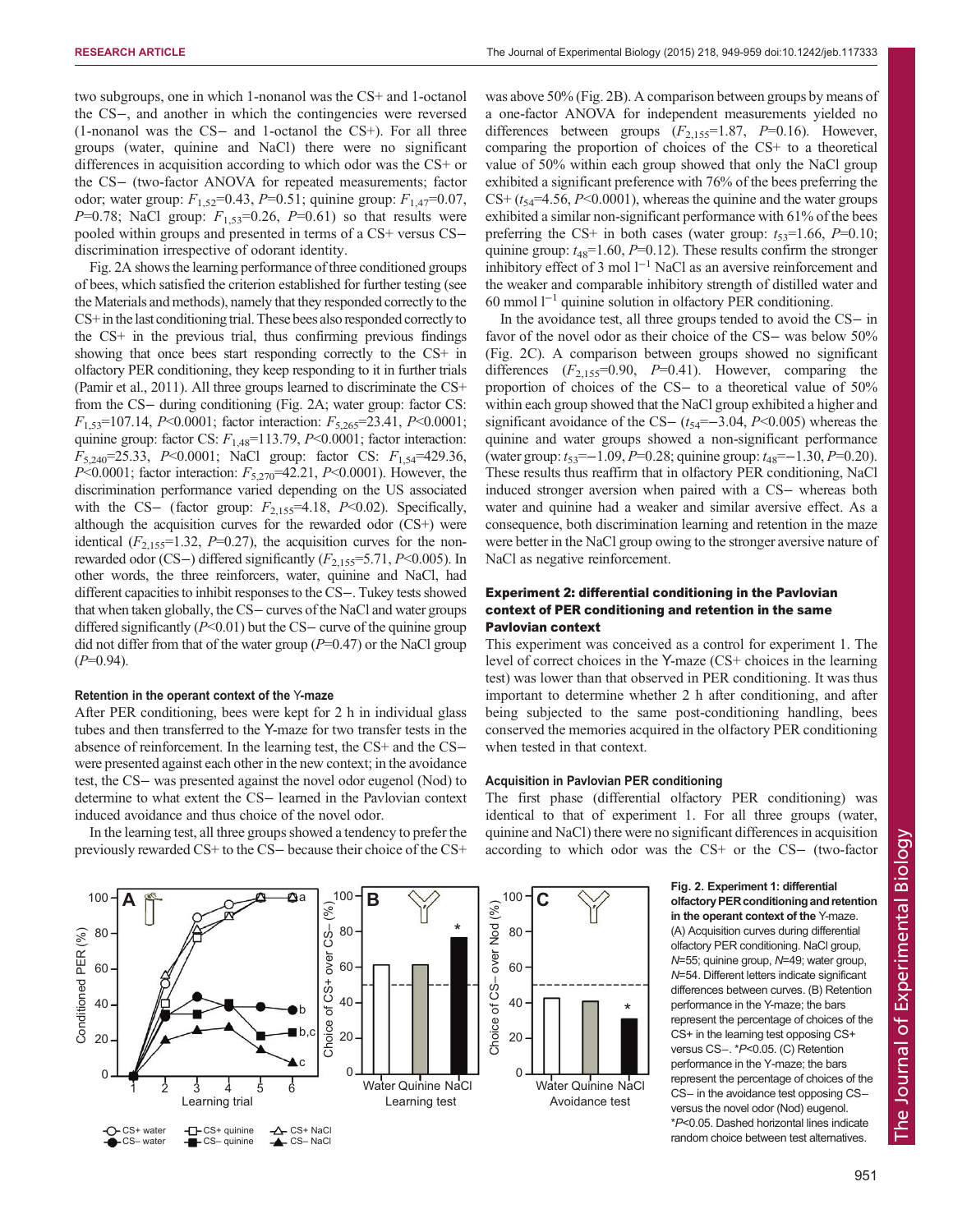two subgroups, one in which 1-nonanol was the CS+ and 1-octanol the CS−, and another in which the contingencies were reversed (1-nonanol was the CS− and 1-octanol the CS+). For all three groups (water, quinine and NaCl) there were no significant differences in acquisition according to which odor was the CS+ or the CS− (two-factor ANOVA for repeated measurements; factor odor; water group: $F_{1,52}$=0.43, $P$=0.51; quinine group: $F_{1,47}$=0.07, $P$=0.78; NaCl group: $F_{1,53}$=0.26, $P$=0.61) so that results were pooled within groups and presented in terms of a CS+ versus CS− discrimination irrespective of odorant identity.

Fig. 2A shows the learning performance of three conditioned groups of bees, which satisfied the criterion established for further testing (see the Materials and methods), namely that they responded correctly to the CS+ in the last conditioning trial. These bees also responded correctly to the CS+ in the previous trial, thus confirming previous findings showing that once bees start responding correctly to the CS+ in olfactory PER conditioning, they keep responding to it in further trials (Pamir et al., 2011). All three groups learned to discriminate the CS+ from the CS− during conditioning (Fig. 2A; water group: factor CS: $F_{1,53}$=107.14, $P$<0.0001; factor interaction: $F_{5,265}$=23.41, $P$<0.0001; quinine group: factor CS: $F_{1,48}$=113.79, $P$<0.0001; factor interaction: $F_{5,240}$=25.33, $P$<0.0001; NaCl group: factor CS: $F_{1,54}$=429.36, $P$<0.0001; factor interaction: $F_{5,270}$=42.21, $P$<0.0001). However, the discrimination performance varied depending on the US associated with the CS− (factor group: $F_{2,155}$=4.18, $P$<0.02). Specifically, although the acquisition curves for the rewarded odor (CS+) were identical ($F_{2,155}$=1.32, $P$=0.27), the acquisition curves for the non-rewarded odor (CS−) differed significantly ($F_{2,155}$=5.71, $P$<0.005). In other words, the three reinforcers, water, quinine and NaCl, had different capacities to inhibit responses to the CS−. Tukey tests showed that when taken globally, the CS− curves of the NaCl and water groups differed significantly ($P$<0.01) but the CS− curve of the quinine group did not differ from that of the water group ($P$=0.47) or the NaCl group ($P$=0.94).

#### Retention in the operant context of the Y-maze

After PER conditioning, bees were kept for 2 h in individual glass tubes and then transferred to the Y-maze for two transfer tests in the absence of reinforcement. In the learning test, the CS+ and the CS− were presented against each other in the new context; in the avoidance test, the CS− was presented against the novel odor eugenol (Nod) to determine to what extent the CS− learned in the Pavlovian context induced avoidance and thus choice of the novel odor.

In the learning test, all three groups showed a tendency to prefer the previously rewarded CS+ to the CS− because their choice of the CS+ was above 50% (Fig. 2B). A comparison between groups by means of a one-factor ANOVA for independent measurements yielded no differences between groups ($F_{2,155}$=1.87, $P$=0.16). However, comparing the proportion of choices of the CS+ to a theoretical value of 50% within each group showed that only the NaCl group exhibited a significant preference with 76% of the bees preferring the CS+ ($t_{54}$=4.56, $P$<0.0001), whereas the quinine and the water groups exhibited a similar non-significant performance with 61% of the bees preferring the CS+ in both cases (water group: $t_{53}$=1.66, $P$=0.10; quinine group: $t_{48}$=1.60, $P$=0.12). These results confirm the stronger inhibitory effect of 3 mol l$^{-1}$ NaCl as an aversive reinforcement and the weaker and comparable inhibitory strength of distilled water and 60 mmol l$^{-1}$ quinine solution in olfactory PER conditioning.

In the avoidance test, all three groups tended to avoid the CS− in favor of the novel odor as their choice of the CS− was below 50% (Fig. 2C). A comparison between groups showed no significant differences ($F_{2,155}$=0.90, $P$=0.41). However, comparing the proportion of choices of the CS− to a theoretical value of 50% within each group showed that the NaCl group exhibited a higher and significant avoidance of the CS− ($t_{54}$=−3.04, $P$<0.005) whereas the quinine and water groups showed a non-significant performance (water group: $t_{53}$=−1.09, $P$=0.28; quinine group: $t_{48}$=−1.30, $P$=0.20). These results thus reaffirm that in olfactory PER conditioning, NaCl induced stronger aversion when paired with a CS− whereas both water and quinine had a weaker and similar aversive effect. As a consequence, both discrimination learning and retention in the maze were better in the NaCl group owing to the stronger aversive nature of NaCl as negative reinforcement.

### Experiment 2: differential conditioning in the Pavlovian context of PER conditioning and retention in the same Pavlovian context

This experiment was conceived as a control for experiment 1. The level of correct choices in the Y-maze (CS+ choices in the learning test) was lower than that observed in PER conditioning. It was thus important to determine whether 2 h after conditioning, and after being subjected to the same post-conditioning handling, bees conserved the memories acquired in the olfactory PER conditioning when tested in that context.

#### Acquisition in Pavlovian PER conditioning

The first phase (differential olfactory PER conditioning) was identical to that of experiment 1. For all three groups (water, quinine and NaCl) there were no significant differences in acquisition according to which odor was the CS+ or the CS− (two-factor

**Fig. 2. Experiment 1: differential olfactory PER conditioning and retention in the operant context of the Y-maze.** (A) Acquisition curves during differential olfactory PER conditioning. NaCl group, $N$=55; quinine group, $N$=49; water group, $N$=54. Different letters indicate significant differences between curves. (B) Retention performance in the Y-maze; the bars represent the percentage of choices of the CS+ in the learning test opposing CS+ versus CS−. *$P$<0.05. (C) Retention performance in the Y-maze; the bars represent the percentage of choices of the CS− in the avoidance test opposing CS− versus the novel odor (Nod) eugenol. *$P$<0.05. Dashed horizontal lines indicate random choice between test alternatives.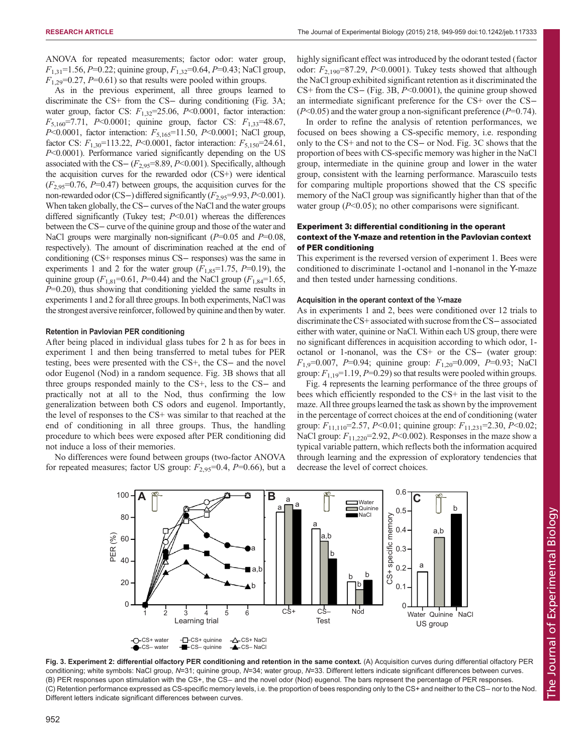ANOVA for repeated measurements; factor odor: water group, $F_{1,31}$=1.56, $P$=0.22; quinine group, $F_{1,32}$=0.64, $P$=0.43; NaCl group, $F_{1,29}$=0.27, $P$=0.61) so that results were pooled within groups.

As in the previous experiment, all three groups learned to discriminate the CS+ from the CS− during conditioning (Fig. 3A; water group, factor CS: $F_{1,32}$=25.06, $P$<0.0001, factor interaction: $F_{5,160}$=7.71, $P$<0.0001; quinine group, factor CS: $F_{1,33}$=48.67, $P$<0.0001, factor interaction: $F_{5,165}$=11.50, $P$<0.0001; NaCl group, factor CS: $F_{1,30}$=113.22, $P$<0.0001, factor interaction: $F_{5,150}$=24.61, $P$<0.0001). Performance varied significantly depending on the US associated with the CS− ($F_{2,95}$=8.89, $P$<0.001). Specifically, although the acquisition curves for the rewarded odor (CS+) were identical ($F_{2,95}$=0.76, $P$=0.47) between groups, the acquisition curves for the non-rewarded odor (CS−) differed significantly ($F_{2,95}$=9.93, $P$<0.001). When taken globally, the CS− curves of the NaCl and the water groups differed significantly (Tukey test; $P$<0.01) whereas the differences between the CS− curve of the quinine group and those of the water and NaCl groups were marginally non-significant ($P$=0.05 and $P$=0.08, respectively). The amount of discrimination reached at the end of conditioning (CS+ responses minus CS− responses) was the same in experiments 1 and 2 for the water group ($F_{1,85}$=1.75, $P$=0.19), the quinine group ($F_{1,81}$=0.61, $P$=0.44) and the NaCl group ($F_{1,84}$=1.65, $P$=0.20), thus showing that conditioning yielded the same results in experiments 1 and 2 for all three groups. In both experiments, NaCl was the strongest aversive reinforcer, followed by quinine and then by water.

#### Retention in Pavlovian PER conditioning

After being placed in individual glass tubes for 2 h as for bees in experiment 1 and then being transferred to metal tubes for PER testing, bees were presented with the CS+, the CS− and the novel odor Eugenol (Nod) in a random sequence. Fig. 3B shows that all three groups responded mainly to the CS+, less to the CS− and practically not at all to the Nod, thus confirming the low generalization between both CS odors and eugenol. Importantly, the level of responses to the CS+ was similar to that reached at the end of conditioning in all three groups. Thus, the handling procedure to which bees were exposed after PER conditioning did not induce a loss of their memories.

No differences were found between groups (two-factor ANOVA for repeated measures; factor US group: $F_{2,95}$=0.4, $P$=0.66), but a highly significant effect was introduced by the odorant tested (factor odor: $F_{2,190}$=87.29, $P$<0.0001). Tukey tests showed that although the NaCl group exhibited significant retention as it discriminated the CS+ from the CS− (Fig. 3B, $P$<0.0001), the quinine group showed an intermediate significant preference for the CS+ over the CS− ($P$<0.05) and the water group a non-significant preference ($P$=0.74).

In order to refine the analysis of retention performances, we focused on bees showing a CS-specific memory, i.e. responding only to the CS+ and not to the CS− or Nod. Fig. 3C shows that the proportion of bees with CS-specific memory was higher in the NaCl group, intermediate in the quinine group and lower in the water group, consistent with the learning performance. Marascuilo tests for comparing multiple proportions showed that the CS specific memory of the NaCl group was significantly higher than that of the water group ($P$<0.05); no other comparisons were significant.

### Experiment 3: differential conditioning in the operant context of the Y-maze and retention in the Pavlovian context of PER conditioning

This experiment is the reversed version of experiment 1. Bees were conditioned to discriminate 1-octanol and 1-nonanol in the Y-maze and then tested under harnessing conditions.

#### Acquisition in the operant context of the Y-maze

As in experiments 1 and 2, bees were conditioned over 12 trials to discriminate the CS+ associated with sucrose from the CS− associated either with water, quinine or NaCl. Within each US group, there were no significant differences in acquisition according to which odor, 1-octanol or 1-nonanol, was the CS+ or the CS− (water group: $F_{1,9}$=0.007, $P$=0.94; quinine group: $F_{1,20}$=0.009, $P$=0.93; NaCl group: $F_{1,19}$=1.19, $P$=0.29) so that results were pooled within groups.

Fig. 4 represents the learning performance of the three groups of bees which efficiently responded to the CS+ in the last visit to the maze. All three groups learned the task as shown by the improvement in the percentage of correct choices at the end of conditioning (water group: $F_{11,110}$=2.57, $P$<0.01; quinine group: $F_{11,231}$=2.30, $P$<0.02; NaCl group: $F_{11,220}$=2.92, $P$<0.002). Responses in the maze show a typical variable pattern, which reflects both the information acquired through learning and the expression of exploratory tendencies that decrease the level of correct choices.

**Fig. 3. Experiment 2: differential olfactory PER conditioning and retention in the same context.** (A) Acquisition curves during differential olfactory PER conditioning; white symbols: NaCl group, $N$=31; quinine group, $N$=34; water group, $N$=33. Different letters indicate significant differences between curves. (B) PER responses upon stimulation with the CS+, the CS− and the novel odor (Nod) eugenol. The bars represent the percentage of PER responses. (C) Retention performance expressed as CS-specific memory levels, i.e. the proportion of bees responding only to the CS+ and neither to the CS− nor to the Nod. Different letters indicate significant differences between curves.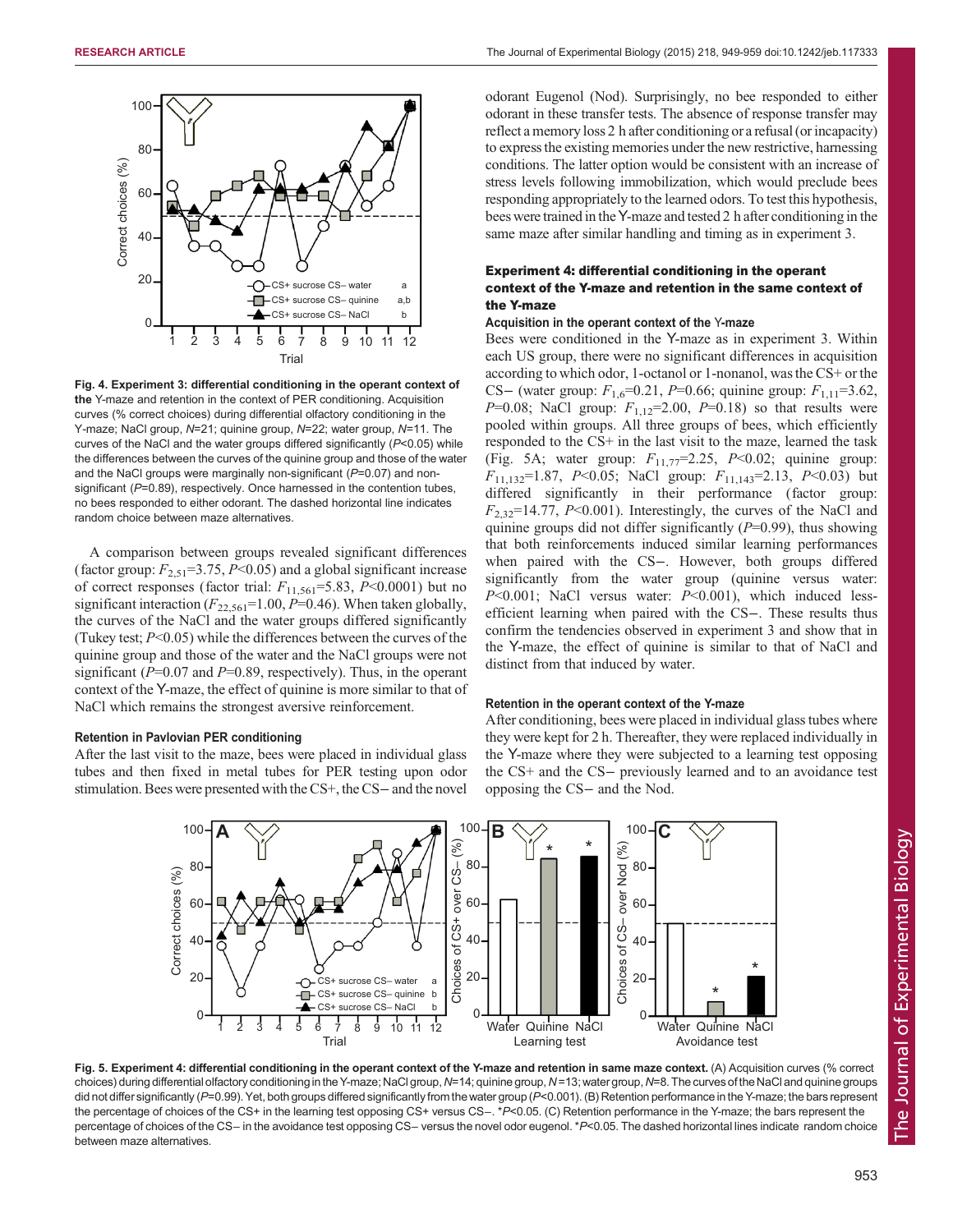**Fig. 4. Experiment 3: differential conditioning in the operant context of the** Y-maze and retention in the context of PER conditioning. Acquisition curves (% correct choices) during differential olfactory conditioning in the Y-maze; NaCl group, $N$=21; quinine group, $N$=22; water group, $N$=11. The curves of the NaCl and the water groups differed significantly ($P$<0.05) while the differences between the curves of the quinine group and those of the water and the NaCl groups were marginally non-significant ($P$=0.07) and non-significant ($P$=0.89), respectively. Once harnessed in the contention tubes, no bees responded to either odorant. The dashed horizontal line indicates random choice between maze alternatives.

A comparison between groups revealed significant differences (factor group: $F_{2,51}$=3.75, $P$<0.05) and a global significant increase of correct responses (factor trial: $F_{11,561}$=5.83, $P$<0.0001) but no significant interaction ($F_{22,561}$=1.00, $P$=0.46). When taken globally, the curves of the NaCl and the water groups differed significantly (Tukey test; $P$<0.05) while the differences between the curves of the quinine group and those of the water and the NaCl groups were not significant ($P$=0.07 and $P$=0.89, respectively). Thus, in the operant context of the Y-maze, the effect of quinine is more similar to that of NaCl which remains the strongest aversive reinforcement.

#### Retention in Pavlovian PER conditioning

After the last visit to the maze, bees were placed in individual glass tubes and then fixed in metal tubes for PER testing upon odor stimulation. Bees were presented with the CS+, the CS− and the novel odorant Eugenol (Nod). Surprisingly, no bee responded to either odorant in these transfer tests. The absence of response transfer may reflect a memory loss 2 h after conditioning or a refusal (or incapacity) to express the existing memories under the new restrictive, harnessing conditions. The latter option would be consistent with an increase of stress levels following immobilization, which would preclude bees responding appropriately to the learned odors. To test this hypothesis, bees were trained in the Y-maze and tested 2 h after conditioning in the same maze after similar handling and timing as in experiment 3.

### Experiment 4: differential conditioning in the operant context of the Y-maze and retention in the same context of the Y-maze

#### Acquisition in the operant context of the Y-maze

Bees were conditioned in the Y-maze as in experiment 3. Within each US group, there were no significant differences in acquisition according to which odor, 1-octanol or 1-nonanol, was the CS+ or the CS− (water group: $F_{1,6}$=0.21, $P$=0.66; quinine group: $F_{1,11}$=3.62, $P$=0.08; NaCl group: $F_{1,12}$=2.00, $P$=0.18) so that results were pooled within groups. All three groups of bees, which efficiently responded to the CS+ in the last visit to the maze, learned the task (Fig. 5A; water group: $F_{11,77}$=2.25, $P$<0.02; quinine group: $F_{11,132}$=1.87, $P$<0.05; NaCl group: $F_{11,143}$=2.13, $P$<0.03) but differed significantly in their performance (factor group: $F_{2,32}$=14.77, $P$<0.001). Interestingly, the curves of the NaCl and quinine groups did not differ significantly ($P$=0.99), thus showing that both reinforcements induced similar learning performances when paired with the CS−. However, both groups differed significantly from the water group (quinine versus water: $P$<0.001; NaCl versus water: $P$<0.001), which induced less-efficient learning when paired with the CS−. These results thus confirm the tendencies observed in experiment 3 and show that in the Y-maze, the effect of quinine is similar to that of NaCl and distinct from that induced by water.

#### Retention in the operant context of the Y-maze

After conditioning, bees were placed in individual glass tubes where they were kept for 2 h. Thereafter, they were replaced individually in the Y-maze where they were subjected to a learning test opposing the CS+ and the CS− previously learned and to an avoidance test opposing the CS− and the Nod.

**Fig. 5. Experiment 4: differential conditioning in the operant context of the Y-maze and retention in same maze context.** (A) Acquisition curves (% correct choices) during differential olfactory conditioning in the Y-maze; NaCl group, $N$=14; quinine group, $N$=13; water group, $N$=8. The curves of the NaCl and quinine groups did not differ significantly ($P$=0.99). Yet, both groups differed significantly from the water group ($P$<0.001). (B) Retention performance in the Y-maze; the bars represent the percentage of choices of the CS+ in the learning test opposing CS+ versus CS−. *$P$<0.05. (C) Retention performance in the Y-maze; the bars represent the percentage of choices of the CS− in the avoidance test opposing CS− versus the novel odor eugenol. *$P$<0.05. The dashed horizontal lines indicate random choice between maze alternatives.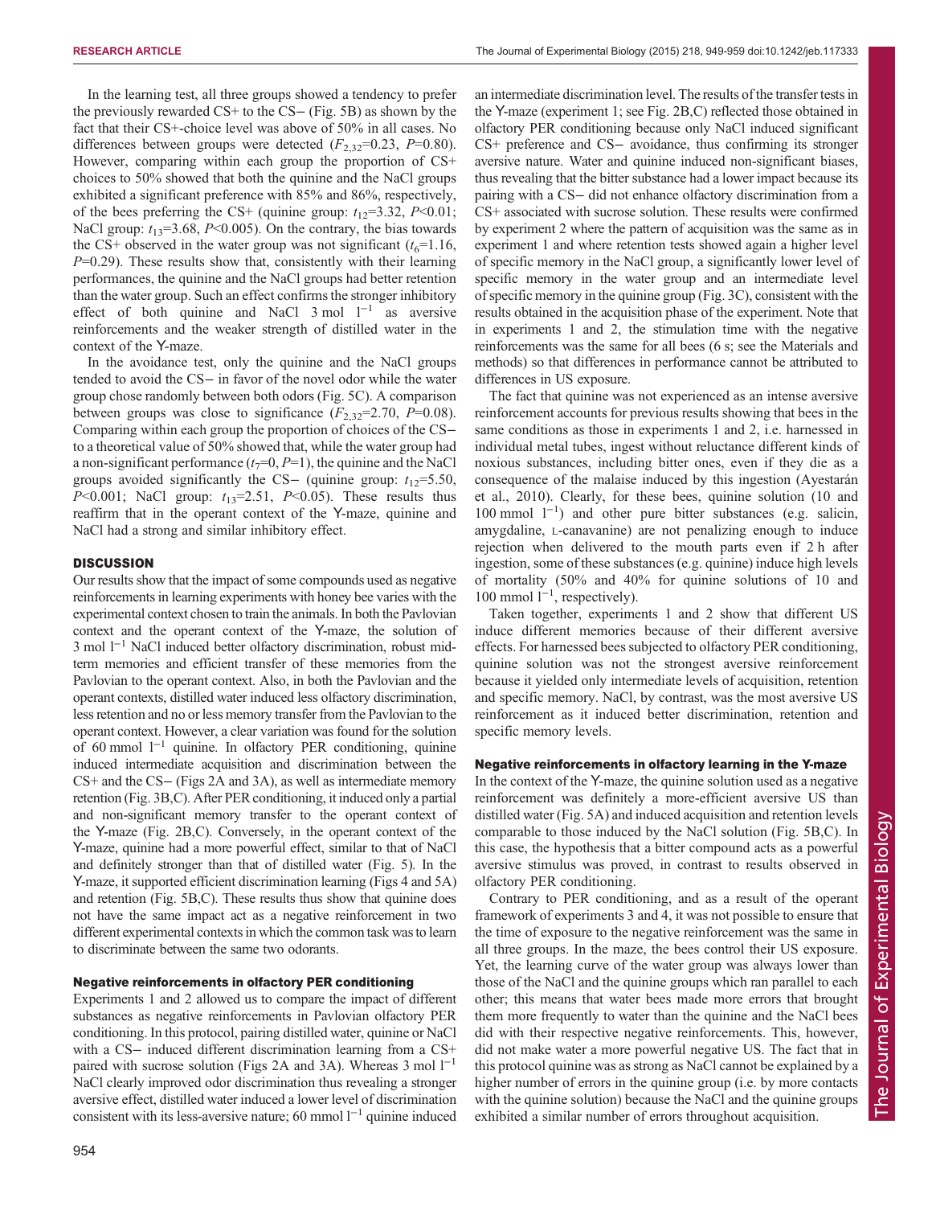In the learning test, all three groups showed a tendency to prefer the previously rewarded CS+ to the CS− (Fig. 5B) as shown by the fact that their CS+-choice level was above of 50% in all cases. No differences between groups were detected ($F_{2,32}$=0.23, $P$=0.80). However, comparing within each group the proportion of CS+ choices to 50% showed that both the quinine and the NaCl groups exhibited a significant preference with 85% and 86%, respectively, of the bees preferring the CS+ (quinine group: $t_{12}$=3.32, $P$<0.01; NaCl group: $t_{13}$=3.68, $P$<0.005). On the contrary, the bias towards the CS+ observed in the water group was not significant ($t_6$=1.16, $P$=0.29). These results show that, consistently with their learning performances, the quinine and the NaCl groups had better retention than the water group. Such an effect confirms the stronger inhibitory effect of both quinine and NaCl 3 mol $l^{-1}$ as aversive reinforcements and the weaker strength of distilled water in the context of the Y-maze.

In the avoidance test, only the quinine and the NaCl groups tended to avoid the CS− in favor of the novel odor while the water group chose randomly between both odors (Fig. 5C). A comparison between groups was close to significance ($F_{2,32}$=2.70, $P$=0.08). Comparing within each group the proportion of choices of the CS− to a theoretical value of 50% showed that, while the water group had a non-significant performance ($t_7$=0, $P$=1), the quinine and the NaCl groups avoided significantly the CS− (quinine group: $t_{12}$=5.50, $P$<0.001; NaCl group: $t_{13}$=2.51, $P$<0.05). These results thus reaffirm that in the operant context of the Y-maze, quinine and NaCl had a strong and similar inhibitory effect.

## DISCUSSION

Our results show that the impact of some compounds used as negative reinforcements in learning experiments with honey bee varies with the experimental context chosen to train the animals. In both the Pavlovian context and the operant context of the Y-maze, the solution of 3 mol $l^{-1}$ NaCl induced better olfactory discrimination, robust mid-term memories and efficient transfer of these memories from the Pavlovian to the operant context. Also, in both the Pavlovian and the operant contexts, distilled water induced less olfactory discrimination, less retention and no or less memory transfer from the Pavlovian to the operant context. However, a clear variation was found for the solution of 60 mmol $l^{-1}$ quinine. In olfactory PER conditioning, quinine induced intermediate acquisition and discrimination between the CS+ and the CS− (Figs 2A and 3A), as well as intermediate memory retention (Fig. 3B,C). After PER conditioning, it induced only a partial and non-significant memory transfer to the operant context of the Y-maze (Fig. 2B,C). Conversely, in the operant context of the Y-maze, quinine had a more powerful effect, similar to that of NaCl and definitely stronger than that of distilled water (Fig. 5). In the Y-maze, it supported efficient discrimination learning (Figs 4 and 5A) and retention (Fig. 5B,C). These results thus show that quinine does not have the same impact act as a negative reinforcement in two different experimental contexts in which the common task was to learn to discriminate between the same two odorants.

### Negative reinforcements in olfactory PER conditioning

Experiments 1 and 2 allowed us to compare the impact of different substances as negative reinforcements in Pavlovian olfactory PER conditioning. In this protocol, pairing distilled water, quinine or NaCl with a CS− induced different discrimination learning from a CS+ paired with sucrose solution (Figs 2A and 3A). Whereas 3 mol $l^{-1}$ NaCl clearly improved odor discrimination thus revealing a stronger aversive effect, distilled water induced a lower level of discrimination consistent with its less-aversive nature; 60 mmol $l^{-1}$ quinine induced an intermediate discrimination level. The results of the transfer tests in the Y-maze (experiment 1; see Fig. 2B,C) reflected those obtained in olfactory PER conditioning because only NaCl induced significant CS+ preference and CS− avoidance, thus confirming its stronger aversive nature. Water and quinine induced non-significant biases, thus revealing that the bitter substance had a lower impact because its pairing with a CS− did not enhance olfactory discrimination from a CS+ associated with sucrose solution. These results were confirmed by experiment 2 where the pattern of acquisition was the same as in experiment 1 and where retention tests showed again a higher level of specific memory in the NaCl group, a significantly lower level of specific memory in the water group and an intermediate level of specific memory in the quinine group (Fig. 3C), consistent with the results obtained in the acquisition phase of the experiment. Note that in experiments 1 and 2, the stimulation time with the negative reinforcements was the same for all bees (6 s; see the Materials and methods) so that differences in performance cannot be attributed to differences in US exposure.

The fact that quinine was not experienced as an intense aversive reinforcement accounts for previous results showing that bees in the same conditions as those in experiments 1 and 2, i.e. harnessed in individual metal tubes, ingest without reluctance different kinds of noxious substances, including bitter ones, even if they die as a consequence of the malaise induced by this ingestion (Ayestarán et al., 2010). Clearly, for these bees, quinine solution (10 and 100 mmol $l^{-1}$) and other pure bitter substances (e.g. salicin, amygdaline, L-canavanine) are not penalizing enough to induce rejection when delivered to the mouth parts even if 2 h after ingestion, some of these substances (e.g. quinine) induce high levels of mortality (50% and 40% for quinine solutions of 10 and 100 mmol $l^{-1}$, respectively).

Taken together, experiments 1 and 2 show that different US induce different memories because of their different aversive effects. For harnessed bees subjected to olfactory PER conditioning, quinine solution was not the strongest aversive reinforcement because it yielded only intermediate levels of acquisition, retention and specific memory. NaCl, by contrast, was the most aversive US reinforcement as it induced better discrimination, retention and specific memory levels.

### Negative reinforcements in olfactory learning in the Y-maze

In the context of the Y-maze, the quinine solution used as a negative reinforcement was definitely a more-efficient aversive US than distilled water (Fig. 5A) and induced acquisition and retention levels comparable to those induced by the NaCl solution (Fig. 5B,C). In this case, the hypothesis that a bitter compound acts as a powerful aversive stimulus was proved, in contrast to results observed in olfactory PER conditioning.

Contrary to PER conditioning, and as a result of the operant framework of experiments 3 and 4, it was not possible to ensure that the time of exposure to the negative reinforcement was the same in all three groups. In the maze, the bees control their US exposure. Yet, the learning curve of the water group was always lower than those of the NaCl and the quinine groups which ran parallel to each other; this means that water bees made more errors that brought them more frequently to water than the quinine and the NaCl bees did with their respective negative reinforcements. This, however, did not make water a more powerful negative US. The fact that in this protocol quinine was as strong as NaCl cannot be explained by a higher number of errors in the quinine group (i.e. by more contacts with the quinine solution) because the NaCl and the quinine groups exhibited a similar number of errors throughout acquisition.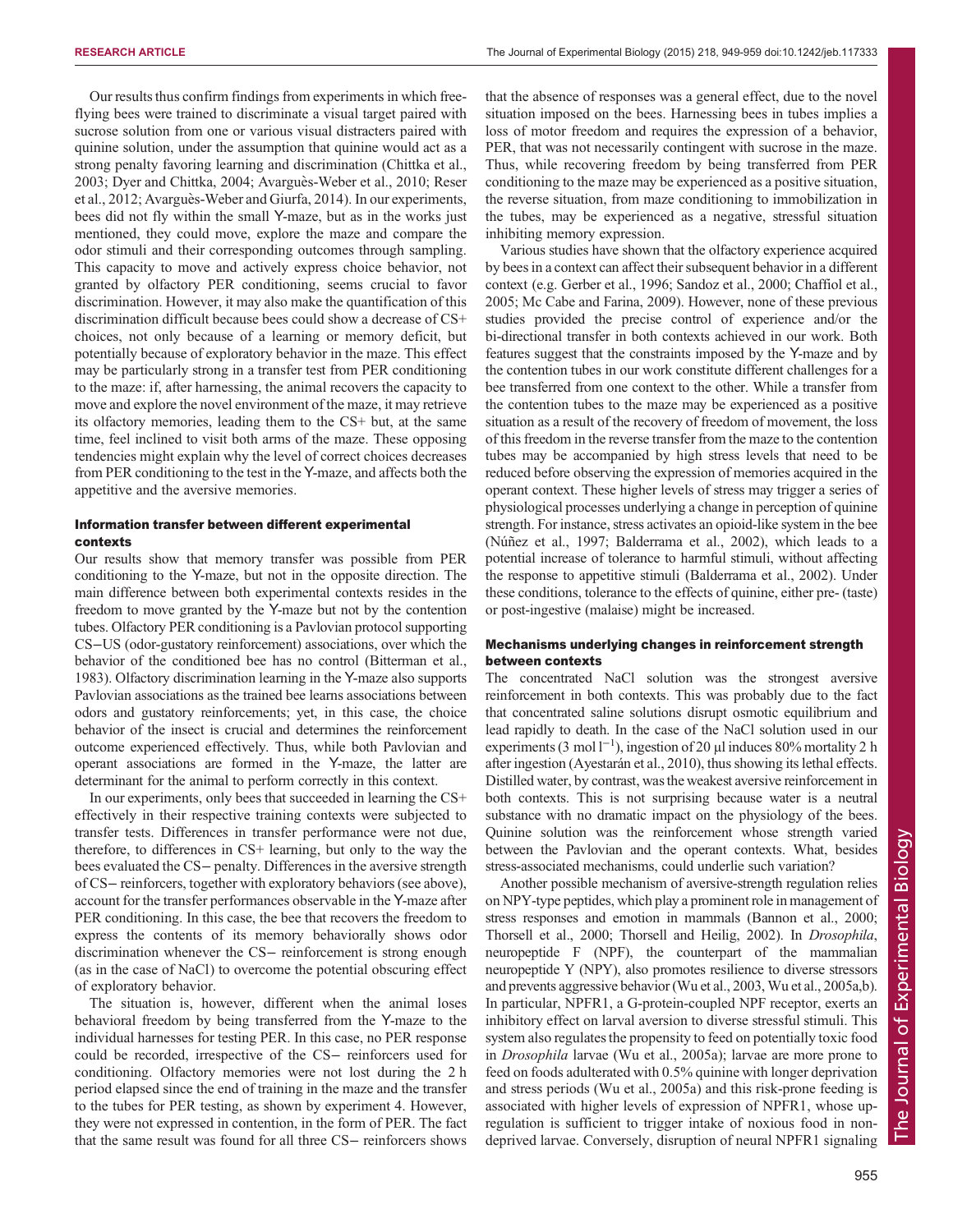Our results thus confirm findings from experiments in which free-flying bees were trained to discriminate a visual target paired with sucrose solution from one or various visual distracters paired with quinine solution, under the assumption that quinine would act as a strong penalty favoring learning and discrimination (Chittka et al., 2003; Dyer and Chittka, 2004; Avarguès-Weber et al., 2010; Reser et al., 2012; Avarguès-Weber and Giurfa, 2014). In our experiments, bees did not fly within the small Y-maze, but as in the works just mentioned, they could move, explore the maze and compare the odor stimuli and their corresponding outcomes through sampling. This capacity to move and actively express choice behavior, not granted by olfactory PER conditioning, seems crucial to favor discrimination. However, it may also make the quantification of this discrimination difficult because bees could show a decrease of CS+ choices, not only because of a learning or memory deficit, but potentially because of exploratory behavior in the maze. This effect may be particularly strong in a transfer test from PER conditioning to the maze: if, after harnessing, the animal recovers the capacity to move and explore the novel environment of the maze, it may retrieve its olfactory memories, leading them to the CS+ but, at the same time, feel inclined to visit both arms of the maze. These opposing tendencies might explain why the level of correct choices decreases from PER conditioning to the test in the Y-maze, and affects both the appetitive and the aversive memories.

### Information transfer between different experimental contexts

Our results show that memory transfer was possible from PER conditioning to the Y-maze, but not in the opposite direction. The main difference between both experimental contexts resides in the freedom to move granted by the Y-maze but not by the contention tubes. Olfactory PER conditioning is a Pavlovian protocol supporting CS−US (odor-gustatory reinforcement) associations, over which the behavior of the conditioned bee has no control (Bitterman et al., 1983). Olfactory discrimination learning in the Y-maze also supports Pavlovian associations as the trained bee learns associations between odors and gustatory reinforcements; yet, in this case, the choice behavior of the insect is crucial and determines the reinforcement outcome experienced effectively. Thus, while both Pavlovian and operant associations are formed in the Y-maze, the latter are determinant for the animal to perform correctly in this context.

In our experiments, only bees that succeeded in learning the CS+ effectively in their respective training contexts were subjected to transfer tests. Differences in transfer performance were not due, therefore, to differences in CS+ learning, but only to the way the bees evaluated the CS− penalty. Differences in the aversive strength of CS− reinforcers, together with exploratory behaviors (see above), account for the transfer performances observable in the Y-maze after PER conditioning. In this case, the bee that recovers the freedom to express the contents of its memory behaviorally shows odor discrimination whenever the CS− reinforcement is strong enough (as in the case of NaCl) to overcome the potential obscuring effect of exploratory behavior.

The situation is, however, different when the animal loses behavioral freedom by being transferred from the Y-maze to the individual harnesses for testing PER. In this case, no PER response could be recorded, irrespective of the CS− reinforcers used for conditioning. Olfactory memories were not lost during the 2 h period elapsed since the end of training in the maze and the transfer to the tubes for PER testing, as shown by experiment 4. However, they were not expressed in contention, in the form of PER. The fact that the same result was found for all three CS− reinforcers shows that the absence of responses was a general effect, due to the novel situation imposed on the bees. Harnessing bees in tubes implies a loss of motor freedom and requires the expression of a behavior, PER, that was not necessarily contingent with sucrose in the maze. Thus, while recovering freedom by being transferred from PER conditioning to the maze may be experienced as a positive situation, the reverse situation, from maze conditioning to immobilization in the tubes, may be experienced as a negative, stressful situation inhibiting memory expression.

Various studies have shown that the olfactory experience acquired by bees in a context can affect their subsequent behavior in a different context (e.g. Gerber et al., 1996; Sandoz et al., 2000; Chaffiol et al., 2005; Mc Cabe and Farina, 2009). However, none of these previous studies provided the precise control of experience and/or the bi-directional transfer in both contexts achieved in our work. Both features suggest that the constraints imposed by the Y-maze and by the contention tubes in our work constitute different challenges for a bee transferred from one context to the other. While a transfer from the contention tubes to the maze may be experienced as a positive situation as a result of the recovery of freedom of movement, the loss of this freedom in the reverse transfer from the maze to the contention tubes may be accompanied by high stress levels that need to be reduced before observing the expression of memories acquired in the operant context. These higher levels of stress may trigger a series of physiological processes underlying a change in perception of quinine strength. For instance, stress activates an opioid-like system in the bee (Núñez et al., 1997; Balderrama et al., 2002), which leads to a potential increase of tolerance to harmful stimuli, without affecting the response to appetitive stimuli (Balderrama et al., 2002). Under these conditions, tolerance to the effects of quinine, either pre- (taste) or post-ingestive (malaise) might be increased.

### Mechanisms underlying changes in reinforcement strength between contexts

The concentrated NaCl solution was the strongest aversive reinforcement in both contexts. This was probably due to the fact that concentrated saline solutions disrupt osmotic equilibrium and lead rapidly to death. In the case of the NaCl solution used in our experiments ($3\ \mathrm{mol\ l^{-1}}$), ingestion of 20 µl induces 80% mortality 2 h after ingestion (Ayestarán et al., 2010), thus showing its lethal effects. Distilled water, by contrast, was the weakest aversive reinforcement in both contexts. This is not surprising because water is a neutral substance with no dramatic impact on the physiology of the bees. Quinine solution was the reinforcement whose strength varied between the Pavlovian and the operant contexts. What, besides stress-associated mechanisms, could underlie such variation?

Another possible mechanism of aversive-strength regulation relies on NPY-type peptides, which play a prominent role in management of stress responses and emotion in mammals (Bannon et al., 2000; Thorsell et al., 2000; Thorsell and Heilig, 2002). In *Drosophila*, neuropeptide F (NPF), the counterpart of the mammalian neuropeptide Y (NPY), also promotes resilience to diverse stressors and prevents aggressive behavior (Wu et al., 2003, Wu et al., 2005a,b). In particular, NPFR1, a G-protein-coupled NPF receptor, exerts an inhibitory effect on larval aversion to diverse stressful stimuli. This system also regulates the propensity to feed on potentially toxic food in *Drosophila* larvae (Wu et al., 2005a); larvae are more prone to feed on foods adulterated with 0.5% quinine with longer deprivation and stress periods (Wu et al., 2005a) and this risk-prone feeding is associated with higher levels of expression of NPFR1, whose up-regulation is sufficient to trigger intake of noxious food in non-deprived larvae. Conversely, disruption of neural NPFR1 signaling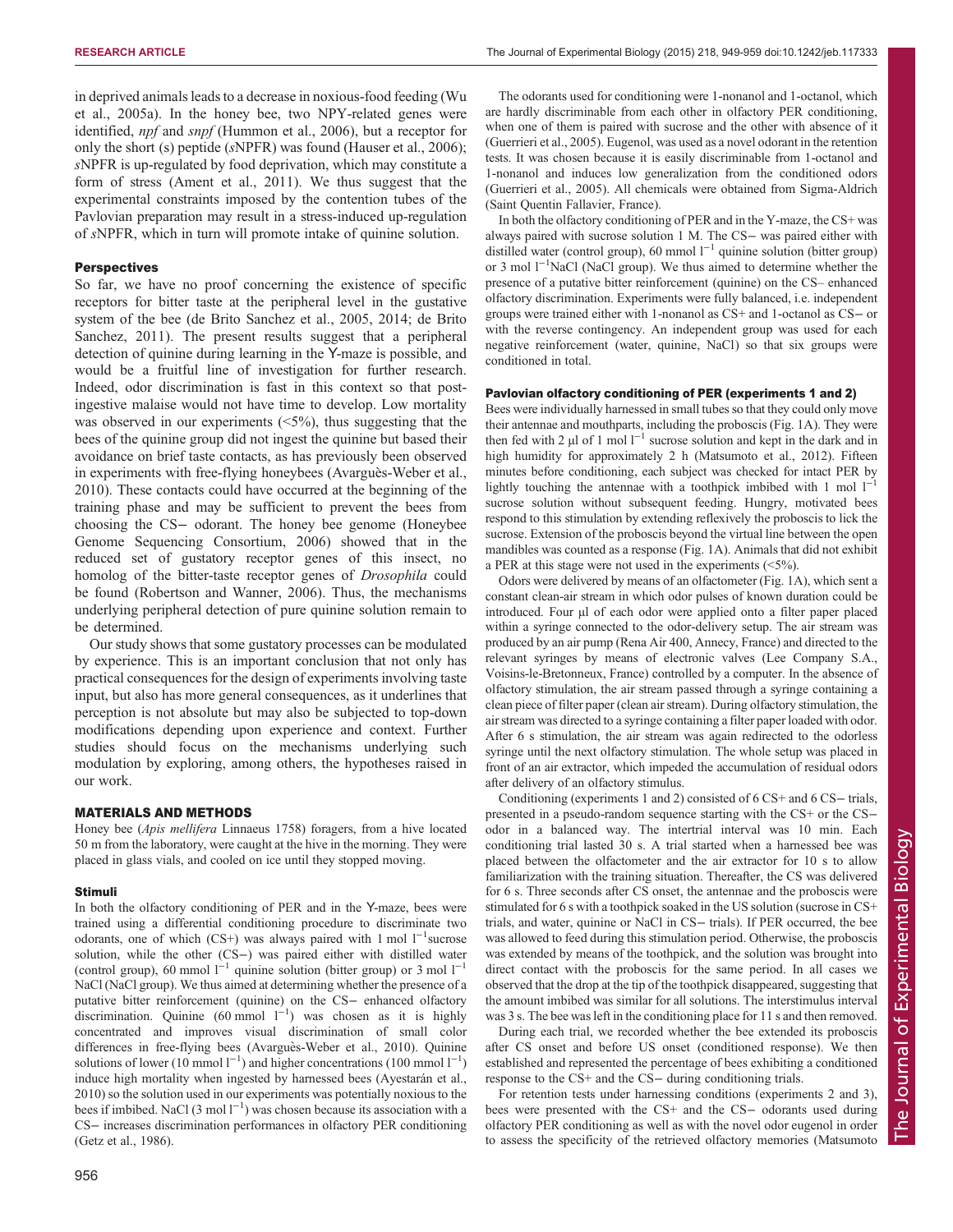in deprived animals leads to a decrease in noxious-food feeding (Wu et al., 2005a). In the honey bee, two NPY-related genes were identified, *npf* and *snpf* (Hummon et al., 2006), but a receptor for only the short (s) peptide (*s*NPFR) was found (Hauser et al., 2006); *s*NPFR is up-regulated by food deprivation, which may constitute a form of stress (Ament et al., 2011). We thus suggest that the experimental constraints imposed by the contention tubes of the Pavlovian preparation may result in a stress-induced up-regulation of *s*NPFR, which in turn will promote intake of quinine solution.

### Perspectives

So far, we have no proof concerning the existence of specific receptors for bitter taste at the peripheral level in the gustative system of the bee (de Brito Sanchez et al., 2005, 2014; de Brito Sanchez, 2011). The present results suggest that a peripheral detection of quinine during learning in the Y-maze is possible, and would be a fruitful line of investigation for further research. Indeed, odor discrimination is fast in this context so that post-ingestive malaise would not have time to develop. Low mortality was observed in our experiments (<5%), thus suggesting that the bees of the quinine group did not ingest the quinine but based their avoidance on brief taste contacts, as has previously been observed in experiments with free-flying honeybees (Avarguès-Weber et al., 2010). These contacts could have occurred at the beginning of the training phase and may be sufficient to prevent the bees from choosing the CS− odorant. The honey bee genome (Honeybee Genome Sequencing Consortium, 2006) showed that in the reduced set of gustatory receptor genes of this insect, no homolog of the bitter-taste receptor genes of *Drosophila* could be found (Robertson and Wanner, 2006). Thus, the mechanisms underlying peripheral detection of pure quinine solution remain to be determined.

Our study shows that some gustatory processes can be modulated by experience. This is an important conclusion that not only has practical consequences for the design of experiments involving taste input, but also has more general consequences, as it underlines that perception is not absolute but may also be subjected to top-down modifications depending upon experience and context. Further studies should focus on the mechanisms underlying such modulation by exploring, among others, the hypotheses raised in our work.

## MATERIALS AND METHODS

Honey bee (*Apis mellifera* Linnaeus 1758) foragers, from a hive located 50 m from the laboratory, were caught at the hive in the morning. They were placed in glass vials, and cooled on ice until they stopped moving.

### Stimuli

In both the olfactory conditioning of PER and in the Y-maze, bees were trained using a differential conditioning procedure to discriminate two odorants, one of which (CS+) was always paired with 1 mol $l^{-1}$sucrose solution, while the other (CS−) was paired either with distilled water (control group), 60 mmol $l^{-1}$ quinine solution (bitter group) or 3 mol $l^{-1}$ NaCl (NaCl group). We thus aimed at determining whether the presence of a putative bitter reinforcement (quinine) on the CS− enhanced olfactory discrimination. Quinine (60 mmol $l^{-1}$) was chosen as it is highly concentrated and improves visual discrimination of small color differences in free-flying bees (Avarguès-Weber et al., 2010). Quinine solutions of lower (10 mmol $l^{-1}$) and higher concentrations (100 mmol $l^{-1}$) induce high mortality when ingested by harnessed bees (Ayestarán et al., 2010) so the solution used in our experiments was potentially noxious to the bees if imbibed. NaCl (3 mol $l^{-1}$) was chosen because its association with a CS− increases discrimination performances in olfactory PER conditioning (Getz et al., 1986).

The odorants used for conditioning were 1-nonanol and 1-octanol, which are hardly discriminable from each other in olfactory PER conditioning, when one of them is paired with sucrose and the other with absence of it (Guerrieri et al., 2005). Eugenol, was used as a novel odorant in the retention tests. It was chosen because it is easily discriminable from 1-octanol and 1-nonanol and induces low generalization from the conditioned odors (Guerrieri et al., 2005). All chemicals were obtained from Sigma-Aldrich (Saint Quentin Fallavier, France).

In both the olfactory conditioning of PER and in the Y-maze, the CS+ was always paired with sucrose solution 1 M. The CS− was paired either with distilled water (control group), 60 mmol $l^{-1}$ quinine solution (bitter group) or 3 mol $l^{-1}$NaCl (NaCl group). We thus aimed to determine whether the presence of a putative bitter reinforcement (quinine) on the CS– enhanced olfactory discrimination. Experiments were fully balanced, i.e. independent groups were trained either with 1-nonanol as CS+ and 1-octanol as CS− or with the reverse contingency. An independent group was used for each negative reinforcement (water, quinine, NaCl) so that six groups were conditioned in total.

### Pavlovian olfactory conditioning of PER (experiments 1 and 2)

Bees were individually harnessed in small tubes so that they could only move their antennae and mouthparts, including the proboscis (Fig. 1A). They were then fed with 2 µl of 1 mol $l^{-1}$ sucrose solution and kept in the dark and in high humidity for approximately 2 h (Matsumoto et al., 2012). Fifteen minutes before conditioning, each subject was checked for intact PER by lightly touching the antennae with a toothpick imbibed with 1 mol $l^{-1}$ sucrose solution without subsequent feeding. Hungry, motivated bees respond to this stimulation by extending reflexively the proboscis to lick the sucrose. Extension of the proboscis beyond the virtual line between the open mandibles was counted as a response (Fig. 1A). Animals that did not exhibit a PER at this stage were not used in the experiments (<5%).

Odors were delivered by means of an olfactometer (Fig. 1A), which sent a constant clean-air stream in which odor pulses of known duration could be introduced. Four µl of each odor were applied onto a filter paper placed within a syringe connected to the odor-delivery setup. The air stream was produced by an air pump (Rena Air 400, Annecy, France) and directed to the relevant syringes by means of electronic valves (Lee Company S.A., Voisins-le-Bretonneux, France) controlled by a computer. In the absence of olfactory stimulation, the air stream passed through a syringe containing a clean piece of filter paper (clean air stream). During olfactory stimulation, the air stream was directed to a syringe containing a filter paper loaded with odor. After 6 s stimulation, the air stream was again redirected to the odorless syringe until the next olfactory stimulation. The whole setup was placed in front of an air extractor, which impeded the accumulation of residual odors after delivery of an olfactory stimulus.

Conditioning (experiments 1 and 2) consisted of 6 CS+ and 6 CS− trials, presented in a pseudo-random sequence starting with the CS+ or the CS− odor in a balanced way. The intertrial interval was 10 min. Each conditioning trial lasted 30 s. A trial started when a harnessed bee was placed between the olfactometer and the air extractor for 10 s to allow familiarization with the training situation. Thereafter, the CS was delivered for 6 s. Three seconds after CS onset, the antennae and the proboscis were stimulated for 6 s with a toothpick soaked in the US solution (sucrose in CS+ trials, and water, quinine or NaCl in CS− trials). If PER occurred, the bee was allowed to feed during this stimulation period. Otherwise, the proboscis was extended by means of the toothpick, and the solution was brought into direct contact with the proboscis for the same period. In all cases we observed that the drop at the tip of the toothpick disappeared, suggesting that the amount imbibed was similar for all solutions. The interstimulus interval was 3 s. The bee was left in the conditioning place for 11 s and then removed.

During each trial, we recorded whether the bee extended its proboscis after CS onset and before US onset (conditioned response). We then established and represented the percentage of bees exhibiting a conditioned response to the CS+ and the CS− during conditioning trials.

For retention tests under harnessing conditions (experiments 2 and 3), bees were presented with the CS+ and the CS− odorants used during olfactory PER conditioning as well as with the novel odor eugenol in order to assess the specificity of the retrieved olfactory memories (Matsumoto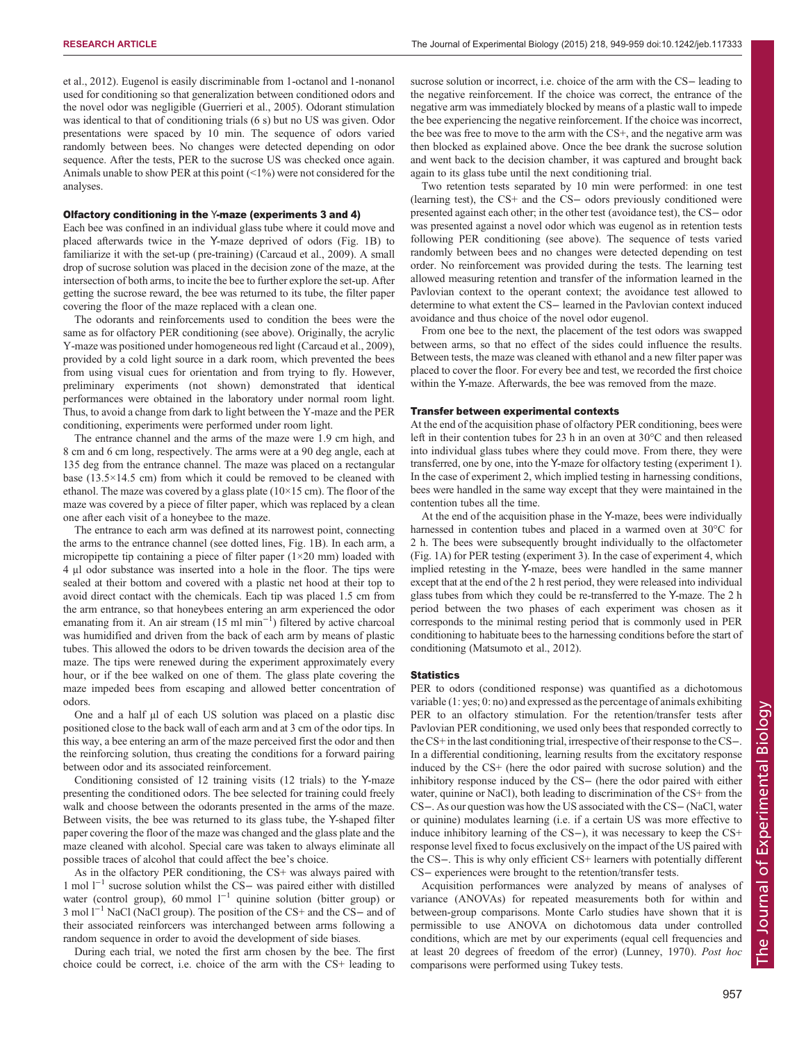et al., 2012). Eugenol is easily discriminable from 1-octanol and 1-nonanol used for conditioning so that generalization between conditioned odors and the novel odor was negligible (Guerrieri et al., 2005). Odorant stimulation was identical to that of conditioning trials (6 s) but no US was given. Odor presentations were spaced by 10 min. The sequence of odors varied randomly between bees. No changes were detected depending on odor sequence. After the tests, PER to the sucrose US was checked once again. Animals unable to show PER at this point (<1%) were not considered for the analyses.

### Olfactory conditioning in the Y-maze (experiments 3 and 4)

Each bee was confined in an individual glass tube where it could move and placed afterwards twice in the Y-maze deprived of odors (Fig. 1B) to familiarize it with the set-up (pre-training) (Carcaud et al., 2009). A small drop of sucrose solution was placed in the decision zone of the maze, at the intersection of both arms, to incite the bee to further explore the set-up. After getting the sucrose reward, the bee was returned to its tube, the filter paper covering the floor of the maze replaced with a clean one.

The odorants and reinforcements used to condition the bees were the same as for olfactory PER conditioning (see above). Originally, the acrylic Y-maze was positioned under homogeneous red light (Carcaud et al., 2009), provided by a cold light source in a dark room, which prevented the bees from using visual cues for orientation and from trying to fly. However, preliminary experiments (not shown) demonstrated that identical performances were obtained in the laboratory under normal room light. Thus, to avoid a change from dark to light between the Y-maze and the PER conditioning, experiments were performed under room light.

The entrance channel and the arms of the maze were 1.9 cm high, and 8 cm and 6 cm long, respectively. The arms were at a 90 deg angle, each at 135 deg from the entrance channel. The maze was placed on a rectangular base (13.5×14.5 cm) from which it could be removed to be cleaned with ethanol. The maze was covered by a glass plate (10×15 cm). The floor of the maze was covered by a piece of filter paper, which was replaced by a clean one after each visit of a honeybee to the maze.

The entrance to each arm was defined at its narrowest point, connecting the arms to the entrance channel (see dotted lines, Fig. 1B). In each arm, a micropipette tip containing a piece of filter paper (1×20 mm) loaded with 4 µl odor substance was inserted into a hole in the floor. The tips were sealed at their bottom and covered with a plastic net hood at their top to avoid direct contact with the chemicals. Each tip was placed 1.5 cm from the arm entrance, so that honeybees entering an arm experienced the odor emanating from it. An air stream (15 ml $min^{-1}$) filtered by active charcoal was humidified and driven from the back of each arm by means of plastic tubes. This allowed the odors to be driven towards the decision area of the maze. The tips were renewed during the experiment approximately every hour, or if the bee walked on one of them. The glass plate covering the maze impeded bees from escaping and allowed better concentration of odors.

One and a half µl of each US solution was placed on a plastic disc positioned close to the back wall of each arm and at 3 cm of the odor tips. In this way, a bee entering an arm of the maze perceived first the odor and then the reinforcing solution, thus creating the conditions for a forward pairing between odor and its associated reinforcement.

Conditioning consisted of 12 training visits (12 trials) to the Y-maze presenting the conditioned odors. The bee selected for training could freely walk and choose between the odorants presented in the arms of the maze. Between visits, the bee was returned to its glass tube, the Y-shaped filter paper covering the floor of the maze was changed and the glass plate and the maze cleaned with alcohol. Special care was taken to always eliminate all possible traces of alcohol that could affect the bee's choice.

As in the olfactory PER conditioning, the CS+ was always paired with 1 mol $l^{-1}$ sucrose solution whilst the CS− was paired either with distilled water (control group), 60 mmol $l^{-1}$ quinine solution (bitter group) or 3 mol $l^{-1}$ NaCl (NaCl group). The position of the CS+ and the CS− and of their associated reinforcers was interchanged between arms following a random sequence in order to avoid the development of side biases.

During each trial, we noted the first arm chosen by the bee. The first choice could be correct, i.e. choice of the arm with the CS+ leading to sucrose solution or incorrect, i.e. choice of the arm with the CS− leading to the negative reinforcement. If the choice was correct, the entrance of the negative arm was immediately blocked by means of a plastic wall to impede the bee experiencing the negative reinforcement. If the choice was incorrect, the bee was free to move to the arm with the CS+, and the negative arm was then blocked as explained above. Once the bee drank the sucrose solution and went back to the decision chamber, it was captured and brought back again to its glass tube until the next conditioning trial.

Two retention tests separated by 10 min were performed: in one test (learning test), the CS+ and the CS− odors previously conditioned were presented against each other; in the other test (avoidance test), the CS− odor was presented against a novel odor which was eugenol as in retention tests following PER conditioning (see above). The sequence of tests varied randomly between bees and no changes were detected depending on test order. No reinforcement was provided during the tests. The learning test allowed measuring retention and transfer of the information learned in the Pavlovian context to the operant context; the avoidance test allowed to determine to what extent the CS− learned in the Pavlovian context induced avoidance and thus choice of the novel odor eugenol.

From one bee to the next, the placement of the test odors was swapped between arms, so that no effect of the sides could influence the results. Between tests, the maze was cleaned with ethanol and a new filter paper was placed to cover the floor. For every bee and test, we recorded the first choice within the Y-maze. Afterwards, the bee was removed from the maze.

### Transfer between experimental contexts

At the end of the acquisition phase of olfactory PER conditioning, bees were left in their contention tubes for 23 h in an oven at 30°C and then released into individual glass tubes where they could move. From there, they were transferred, one by one, into the Y-maze for olfactory testing (experiment 1). In the case of experiment 2, which implied testing in harnessing conditions, bees were handled in the same way except that they were maintained in the contention tubes all the time.

At the end of the acquisition phase in the Y-maze, bees were individually harnessed in contention tubes and placed in a warmed oven at 30°C for 2 h. The bees were subsequently brought individually to the olfactometer (Fig. 1A) for PER testing (experiment 3). In the case of experiment 4, which implied retesting in the Y-maze, bees were handled in the same manner except that at the end of the 2 h rest period, they were released into individual glass tubes from which they could be re-transferred to the Y-maze. The 2 h period between the two phases of each experiment was chosen as it corresponds to the minimal resting period that is commonly used in PER conditioning to habituate bees to the harnessing conditions before the start of conditioning (Matsumoto et al., 2012).

### Statistics

PER to odors (conditioned response) was quantified as a dichotomous variable (1: yes; 0: no) and expressed as the percentage of animals exhibiting PER to an olfactory stimulation. For the retention/transfer tests after Pavlovian PER conditioning, we used only bees that responded correctly to the CS+ in the last conditioning trial, irrespective of their response to the CS−. In a differential conditioning, learning results from the excitatory response induced by the CS+ (here the odor paired with sucrose solution) and the inhibitory response induced by the CS− (here the odor paired with either water, quinine or NaCl), both leading to discrimination of the CS+ from the CS−. As our question was how the US associated with the CS− (NaCl, water or quinine) modulates learning (i.e. if a certain US was more effective to induce inhibitory learning of the CS−), it was necessary to keep the CS+ response level fixed to focus exclusively on the impact of the US paired with the CS−. This is why only efficient CS+ learners with potentially different CS− experiences were brought to the retention/transfer tests.

Acquisition performances were analyzed by means of analyses of variance (ANOVAs) for repeated measurements both for within and between-group comparisons. Monte Carlo studies have shown that it is permissible to use ANOVA on dichotomous data under controlled conditions, which are met by our experiments (equal cell frequencies and at least 20 degrees of freedom of the error) (Lunney, 1970). *Post hoc* comparisons were performed using Tukey tests.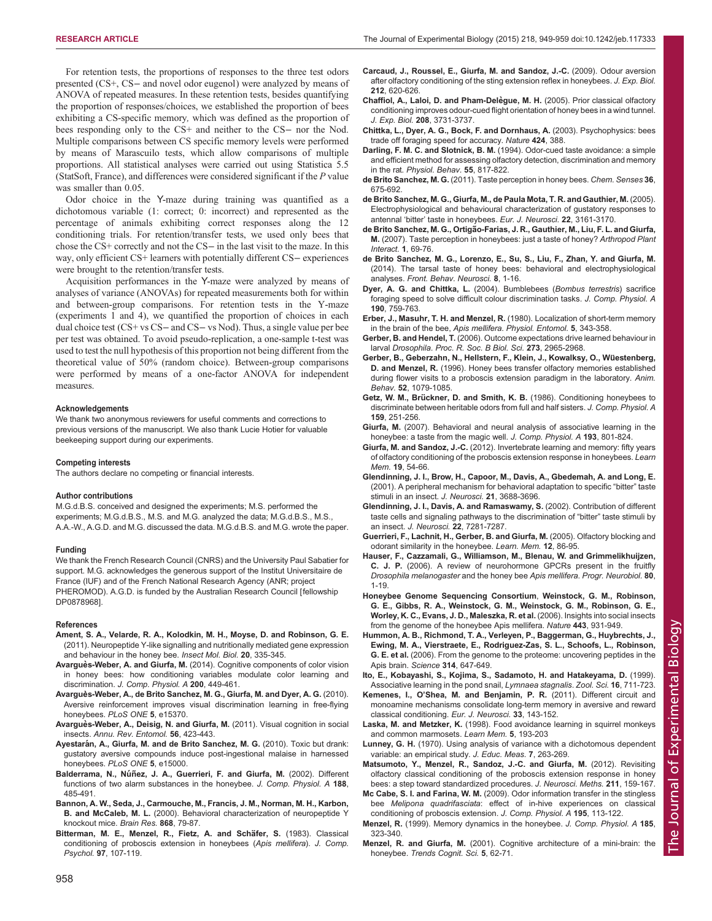For retention tests, the proportions of responses to the three test odors presented (CS+, CS− and novel odor eugenol) were analyzed by means of ANOVA of repeated measures. In these retention tests, besides quantifying the proportion of responses/choices, we established the proportion of bees exhibiting a CS-specific memory, which was defined as the proportion of bees responding only to the CS+ and neither to the CS− nor the Nod. Multiple comparisons between CS specific memory levels were performed by means of Marascuilo tests, which allow comparisons of multiple proportions. All statistical analyses were carried out using Statistica 5.5 (StatSoft, France), and differences were considered significant if the *P* value was smaller than 0.05.

Odor choice in the Y-maze during training was quantified as a dichotomous variable (1: correct; 0: incorrect) and represented as the percentage of animals exhibiting correct responses along the 12 conditioning trials. For retention/transfer tests, we used only bees that chose the CS+ correctly and not the CS− in the last visit to the maze. In this way, only efficient CS+ learners with potentially different CS− experiences were brought to the retention/transfer tests.

Acquisition performances in the Y-maze were analyzed by means of analyses of variance (ANOVAs) for repeated measurements both for within and between-group comparisons. For retention tests in the Y-maze (experiments 1 and 4), we quantified the proportion of choices in each dual choice test (CS+ vs CS− and CS− vs Nod). Thus, a single value per bee per test was obtained. To avoid pseudo-replication, a one-sample t-test was used to test the null hypothesis of this proportion not being different from the theoretical value of 50% (random choice). Between-group comparisons were performed by means of a one-factor ANOVA for independent measures.

#### Acknowledgements
We thank two anonymous reviewers for useful comments and corrections to previous versions of the manuscript. We also thank Lucie Hotier for valuable beekeeping support during our experiments.

#### Competing interests
The authors declare no competing or financial interests.

#### Author contributions
M.G.d.B.S. conceived and designed the experiments; M.S. performed the experiments; M.G.d.B.S., M.S. and M.G. analyzed the data; M.G.d.B.S., M.S., A.A.-W., A.G.D. and M.G. discussed the data. M.G.d.B.S. and M.G. wrote the paper.

#### Funding
We thank the French Research Council (CNRS) and the University Paul Sabatier for support. M.G. acknowledges the generous support of the Institut Universitaire de France (IUF) and of the French National Research Agency (ANR; project PHEROMOD). A.G.D. is funded by the Australian Research Council [fellowship DP0878968].

#### References
**Ament, S. A., Velarde, R. A., Kolodkin, M. H., Moyse, D. and Robinson, G. E.** (2011). Neuropeptide Y-like signalling and nutritionally mediated gene expression and behaviour in the honey bee. *Insect Mol. Biol.* **20**, 335-345.

**Avarguès-Weber, A. and Giurfa, M.** (2014). Cognitive components of color vision in honey bees: how conditioning variables modulate color learning and discrimination. *J. Comp. Physiol. A* **200**, 449-461.

**Avarguès-Weber, A., de Brito Sanchez, M. G., Giurfa, M. and Dyer, A. G.** (2010). Aversive reinforcement improves visual discrimination learning in free-flying honeybees. *PLoS ONE* **5**, e15370.

**Avarguès-Weber, A., Deisig, N. and Giurfa, M.** (2011). Visual cognition in social insects. *Annu. Rev. Entomol.* **56**, 423-443.

**Ayestarán, A., Giurfa, M. and de Brito Sanchez, M. G.** (2010). Toxic but drank: gustatory aversive compounds induce post-ingestional malaise in harnessed honeybees. *PLoS ONE* **5**, e15000.

**Balderrama, N., Núñez, J. A., Guerrieri, F. and Giurfa, M.** (2002). Different functions of two alarm substances in the honeybee. *J. Comp. Physiol. A* **188**, 485-491.

**Bannon, A. W., Seda, J., Carmouche, M., Francis, J. M., Norman, M. H., Karbon, B. and McCaleb, M. L.** (2000). Behavioral characterization of neuropeptide Y knockout mice. *Brain Res.* **868**, 79-87.

**Bitterman, M. E., Menzel, R., Fietz, A. and Schäfer, S.** (1983). Classical conditioning of proboscis extension in honeybees (*Apis mellifera*). *J. Comp. Psychol.* **97**, 107-119.

**Carcaud, J., Roussel, E., Giurfa, M. and Sandoz, J.-C.** (2009). Odour aversion after olfactory conditioning of the sting extension reflex in honeybees. *J. Exp. Biol.* **212**, 620-626.

**Chaffiol, A., Laloi, D. and Pham-Delègue, M. H.** (2005). Prior classical olfactory conditioning improves odour-cued flight orientation of honey bees in a wind tunnel. *J. Exp. Biol.* **208**, 3731-3737.

**Chittka, L., Dyer, A. G., Bock, F. and Dornhaus, A.** (2003). Psychophysics: bees trade off foraging speed for accuracy. *Nature* **424**, 388.

**Darling, F. M. C. and Slotnick, B. M.** (1994). Odor-cued taste avoidance: a simple and efficient method for assessing olfactory detection, discrimination and memory in the rat. *Physiol. Behav.* **55**, 817-822.

**de Brito Sanchez, M. G.** (2011). Taste perception in honey bees. *Chem. Senses* **36**, 675-692.

**de Brito Sanchez, M. G., Giurfa, M., de Paula Mota, T. R. and Gauthier, M.** (2005). Electrophysiological and behavioural characterization of gustatory responses to antennal 'bitter' taste in honeybees. *Eur. J. Neurosci.* **22**, 3161-3170.

**de Brito Sanchez, M. G., Ortigão-Farias, J. R., Gauthier, M., Liu, F. L. and Giurfa, M.** (2007). Taste perception in honeybees: just a taste of honey? *Arthropod Plant Interact.* **1**, 69-76.

**de Brito Sanchez, M. G., Lorenzo, E., Su, S., Liu, F., Zhan, Y. and Giurfa, M.** (2014). The tarsal taste of honey bees: behavioral and electrophysiological analyses. *Front. Behav. Neurosci.* **8**, 1-16.

**Dyer, A. G. and Chittka, L.** (2004). Bumblebees (*Bombus terrestris*) sacrifice foraging speed to solve difficult colour discrimination tasks. *J. Comp. Physiol. A* **190**, 759-763.

**Erber, J., Masuhr, T. H. and Menzel, R.** (1980). Localization of short-term memory in the brain of the bee, *Apis mellifera*. *Physiol. Entomol.* **5**, 343-358.

**Gerber, B. and Hendel, T.** (2006). Outcome expectations drive learned behaviour in larval *Drosophila*. *Proc. R. Soc. B Biol. Sci.* **273**, 2965-2968.

**Gerber, B., Geberzahn, N., Hellstern, F., Klein, J., Kowalksy, O., Wüestenberg, D. and Menzel, R.** (1996). Honey bees transfer olfactory memories established during flower visits to a proboscis extension paradigm in the laboratory. *Anim. Behav.* **52**, 1079-1085.

**Getz, W. M., Brückner, D. and Smith, K. B.** (1986). Conditioning honeybees to discriminate between heritable odors from full and half sisters. *J. Comp. Physiol. A* **159**, 251-256.

**Giurfa, M.** (2007). Behavioral and neural analysis of associative learning in the honeybee: a taste from the magic well. *J. Comp. Physiol. A* **193**, 801-824.

**Giurfa, M. and Sandoz, J.-C.** (2012). Invertebrate learning and memory: fifty years of olfactory conditioning of the proboscis extension response in honeybees. *Learn Mem.* **19**, 54-66.

**Glendinning, J. I., Brow, H., Capoor, M., Davis, A., Gbedemah, A. and Long, E.** (2001). A peripheral mechanism for behavioral adaptation to specific "bitter" taste stimuli in an insect. *J. Neurosci.* **21**, 3688-3696.

**Glendinning, J. I., Davis, A. and Ramaswamy, S.** (2002). Contribution of different taste cells and signaling pathways to the discrimination of "bitter" taste stimuli by an insect. *J. Neurosci.* **22**, 7281-7287.

**Guerrieri, F., Lachnit, H., Gerber, B. and Giurfa, M.** (2005). Olfactory blocking and odorant similarity in the honeybee. *Learn. Mem.* **12**, 86-95.

**Hauser, F., Cazzamali, G., Williamson, M., Blenau, W. and Grimmelikhuijzen, C. J. P.** (2006). A review of neurohormone GPCRs present in the fruitfly *Drosophila melanogaster* and the honey bee *Apis mellifera*. *Progr. Neurobiol.* **80**, 1-19.

**Honeybee Genome Sequencing Consortium, Weinstock, G. M., Robinson, G. E., Gibbs, R. A., Weinstock, G. M., Weinstock, G. M., Robinson, G. E., Worley, K. C., Evans, J. D., Maleszka, R. et al.** (2006). Insights into social insects from the genome of the honeybee Apis mellifera. *Nature* **443**, 931-949.

**Hummon, A. B., Richmond, T. A., Verleyen, P., Baggerman, G., Huybrechts, J., Ewing, M. A., Vierstraete, E., Rodriguez-Zas, S. L., Schoofs, L., Robinson, G. E. et al.** (2006). From the genome to the proteome: uncovering peptides in the Apis brain. *Science* **314**, 647-649.

**Ito, E., Kobayashi, S., Kojima, S., Sadamoto, H. and Hatakeyama, D.** (1999). Associative learning in the pond snail, *Lymnaea stagnalis*. *Zool. Sci.* **16**, 711-723.

**Kemenes, I., O'Shea, M. and Benjamin, P. R.** (2011). Different circuit and monoamine mechanisms consolidate long-term memory in aversive and reward classical conditioning. *Eur. J. Neurosci.* **33**, 143-152.

**Laska, M. and Metzker, K.** (1998). Food avoidance learning in squirrel monkeys and common marmosets. *Learn Mem.* **5**, 193-203

**Lunney, G. H.** (1970). Using analysis of variance with a dichotomous dependent variable: an empirical study. *J. Educ. Meas.* **7**, 263-269.

**Matsumoto, Y., Menzel, R., Sandoz, J.-C. and Giurfa, M.** (2012). Revisiting olfactory classical conditioning of the proboscis extension response in honey bees: a step toward standardized procedures. *J. Neurosci. Meths.* **211**, 159-167.

**Mc Cabe, S. I. and Farina, W. M.** (2009). Odor information transfer in the stingless bee *Melipona quadrifasciata*: effect of in-hive experiences on classical conditioning of proboscis extension. *J. Comp. Physiol. A* **195**, 113-122.

**Menzel, R.** (1999). Memory dynamics in the honeybee. *J. Comp. Physiol. A* **185**, 323-340.

**Menzel, R. and Giurfa, M.** (2001). Cognitive architecture of a mini-brain: the honeybee. *Trends Cognit. Sci.* **5**, 62-71.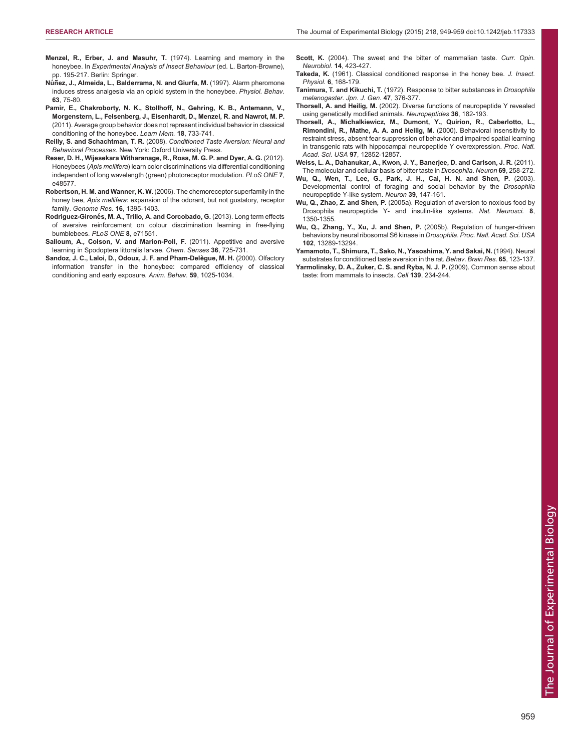**Menzel, R., Erber, J. and Masuhr, T.** (1974). Learning and memory in the honeybee. In *Experimental Analysis of Insect Behaviour* (ed. L. Barton-Browne), pp. 195-217. Berlin: Springer.

**Núñez, J., Almeida, L., Balderrama, N. and Giurfa, M.** (1997). Alarm pheromone induces stress analgesia via an opioid system in the honeybee. *Physiol. Behav.* **63**, 75-80.

**Pamir, E., Chakroborty, N. K., Stollhoff, N., Gehring, K. B., Antemann, V., Morgenstern, L., Felsenberg, J., Eisenhardt, D., Menzel, R. and Nawrot, M. P.** (2011). Average group behavior does not represent individual behavior in classical conditioning of the honeybee. *Learn Mem.* **18**, 733-741.

**Reilly, S. and Schachtman, T. R.** (2008). *Conditioned Taste Aversion: Neural and Behavioral Processes*. New York: Oxford University Press.

**Reser, D. H., Wijesekara Witharanage, R., Rosa, M. G. P. and Dyer, A. G.** (2012). Honeybees (*Apis mellifera*) learn color discriminations via differential conditioning independent of long wavelength (green) photoreceptor modulation. *PLoS ONE* **7**, e48577.

**Robertson, H. M. and Wanner, K. W.** (2006). The chemoreceptor superfamily in the honey bee, *Apis mellifera*: expansion of the odorant, but not gustatory, receptor family. *Genome Res.* **16**, 1395-1403.

**Rodríguez-Gironés, M. A., Trillo, A. and Corcobado, G.** (2013). Long term effects of aversive reinforcement on colour discrimination learning in free-flying bumblebees. *PLoS ONE* **8**, e71551.

**Salloum, A., Colson, V. and Marion-Poll, F.** (2011). Appetitive and aversive learning in Spodoptera littoralis larvae. *Chem. Senses* **36**, 725-731.

**Sandoz, J. C., Laloi, D., Odoux, J. F. and Pham-Delègue, M. H.** (2000). Olfactory information transfer in the honeybee: compared efficiency of classical conditioning and early exposure. *Anim. Behav*. **59**, 1025-1034.

**Scott, K.** (2004). The sweet and the bitter of mammalian taste. *Curr. Opin. Neurobiol.* **14**, 423-427.

**Takeda, K.** (1961). Classical conditioned response in the honey bee. *J. Insect. Physiol.* **6**, 168-179.

**Tanimura, T. and Kikuchi, T.** (1972). Response to bitter substances in *Drosophila melanogaster*. *Jpn. J. Gen.* **47**, 376-377.

**Thorsell, A. and Heilig, M.** (2002). Diverse functions of neuropeptide Y revealed using genetically modified animals. *Neuropeptides* **36**, 182-193.

**Thorsell, A., Michalkiewicz, M., Dumont, Y., Quirion, R., Caberlotto, L., Rimondini, R., Mathe, A. A. and Heilig, M.** (2000). Behavioral insensitivity to restraint stress, absent fear suppression of behavior and impaired spatial learning in transgenic rats with hippocampal neuropeptide Y overexpression. *Proc. Natl. Acad. Sci. USA* **97**, 12852-12857.

**Weiss, L. A., Dahanukar, A., Kwon, J. Y., Banerjee, D. and Carlson, J. R.** (2011). The molecular and cellular basis of bitter taste in *Drosophila*. *Neuron* **69**, 258-272.

**Wu, Q., Wen, T., Lee, G., Park, J. H., Cai, H. N. and Shen, P.** (2003). Developmental control of foraging and social behavior by the *Drosophila* neuropeptide Y-like system. *Neuron* **39**, 147-161.

**Wu, Q., Zhao, Z. and Shen, P.** (2005a). Regulation of aversion to noxious food by Drosophila neuropeptide Y- and insulin-like systems. *Nat. Neurosci.* **8**, 1350-1355.

**Wu, Q., Zhang, Y., Xu, J. and Shen, P.** (2005b). Regulation of hunger-driven behaviors by neural ribosomal S6 kinase in *Drosophila*. *Proc. Natl. Acad. Sci. USA* **102**, 13289-13294.

**Yamamoto, T., Shimura, T., Sako, N., Yasoshima, Y. and Sakai, N.** (1994). Neural substrates for conditioned taste aversion in the rat. *Behav. Brain Res.* **65**, 123-137.

**Yarmolinsky, D. A., Zuker, C. S. and Ryba, N. J. P.** (2009). Common sense about taste: from mammals to insects. *Cell* **139**, 234-244.